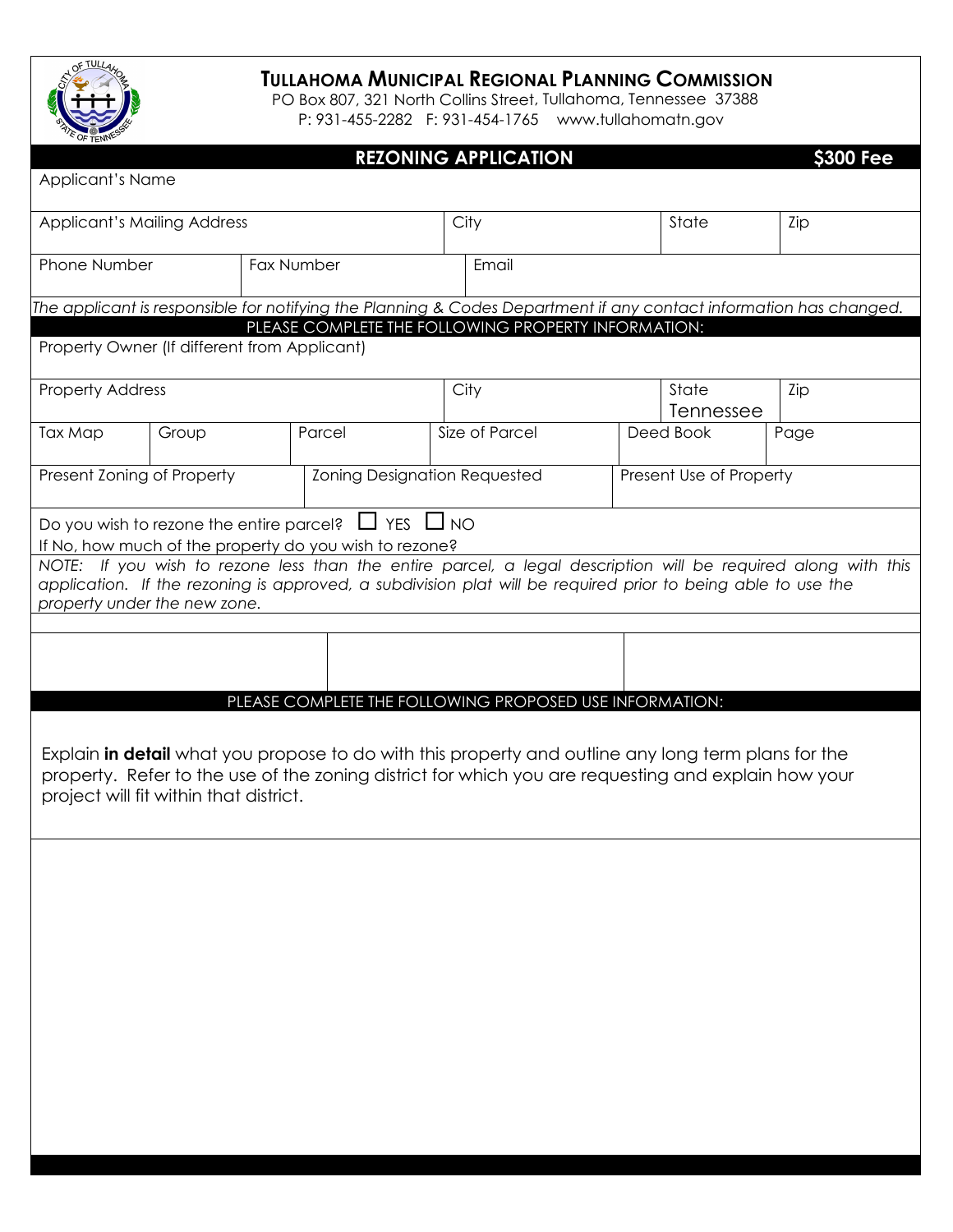# TULLAHOMA MUNICIPAL REGIONAL PLANNING COMMISSION

PO Box 807, 321 North Collins Street, Tullahoma, Tennessee 37388

P: 931-455-2282 F: 931-454-1765 www.tullahomatn.gov

## REZONING APPLICATION — $300 Fee

| Applicant's Name | | | |
|---|---|---|---|
| **Applicant's Mailing Address** | **City** | **State** | **Zip** |
| | | | |

| Phone Number | Fax Number | Email |
|---|---|---|
| | | |

*The applicant is responsible for notifying the Planning & Codes Department if any contact information has changed.*

### PLEASE COMPLETE THE FOLLOWING PROPERTY INFORMATION:

| Property Owner (If different from Applicant) | | | |
|---|---|---|---|
| **Property Address** | **City** | **State** | **Zip** |
| | | Tennessee | |

| Tax Map | Group | Parcel | Size of Parcel | Deed Book | Page |
|---|---|---|---|---|---|
| | | | | | |

| Present Zoning of Property | Zoning Designation Requested | Present Use of Property |
|---|---|---|
| | | |

Do you wish to rezone the entire parcel? ☐ YES ☐ NO

If No, how much of the property do you wish to rezone?

*NOTE: If you wish to rezone less than the entire parcel, a legal description will be required along with this application. If the rezoning is approved, a subdivision plat will be required prior to being able to use the property under the new zone.*

### PLEASE COMPLETE THE FOLLOWING PROPOSED USE INFORMATION:

Explain **in detail** what you propose to do with this property and outline any long term plans for the property. Refer to the use of the zoning district for which you are requesting and explain how your project will fit within that district.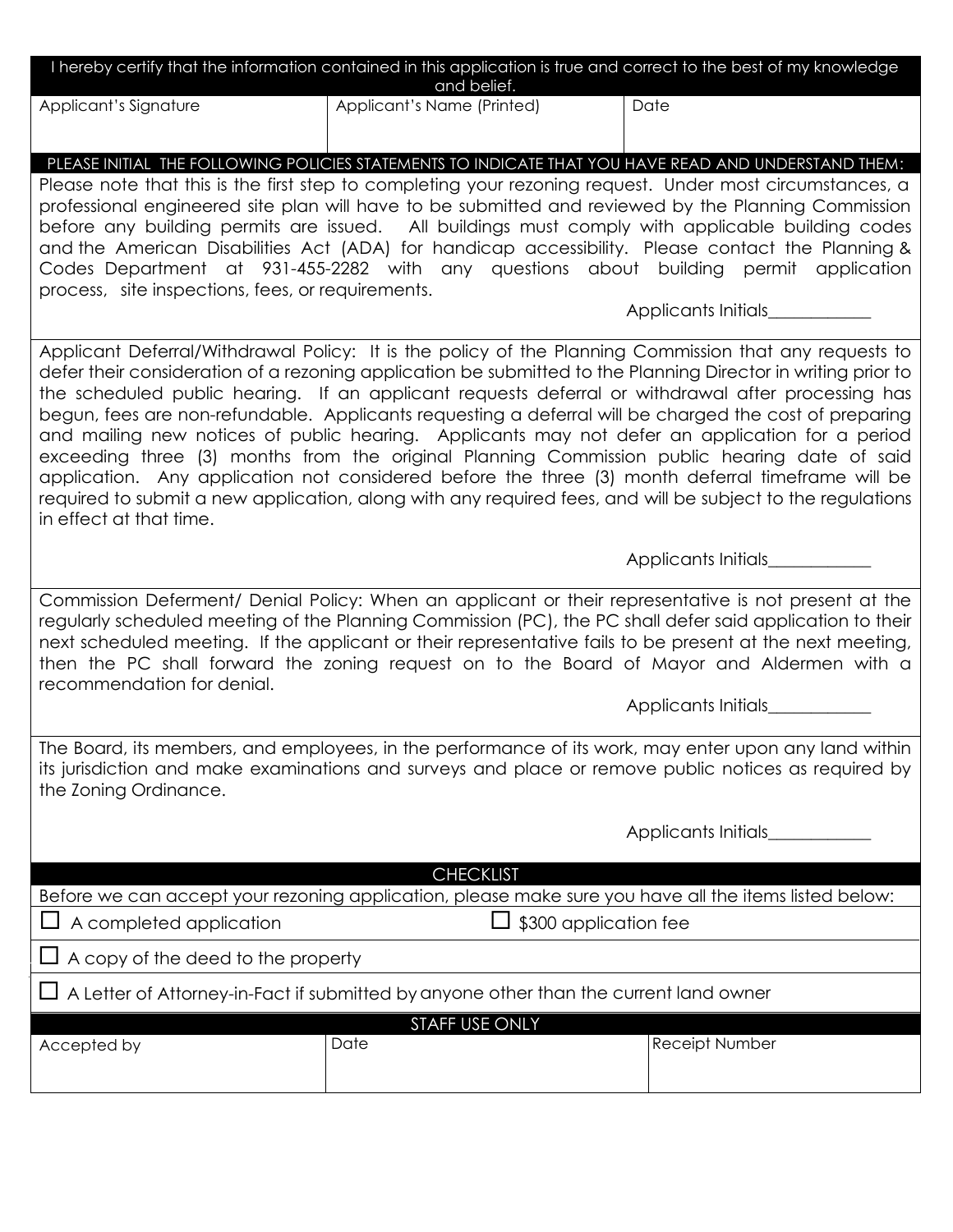I hereby certify that the information contained in this application is true and correct to the best of my knowledge and belief.

| Applicant's Signature | Applicant's Name (Printed) | Date |
| --- | --- | --- |
| | | |

PLEASE INITIAL THE FOLLOWING POLICIES STATEMENTS TO INDICATE THAT YOU HAVE READ AND UNDERSTAND THEM:

Please note that this is the first step to completing your rezoning request. Under most circumstances, a professional engineered site plan will have to be submitted and reviewed by the Planning Commission before any building permits are issued. All buildings must comply with applicable building codes and the American Disabilities Act (ADA) for handicap accessibility. Please contact the Planning & Codes Department at 931-455-2282 with any questions about building permit application process, site inspections, fees, or requirements.

Applicants Initials____________

Applicant Deferral/Withdrawal Policy: It is the policy of the Planning Commission that any requests to defer their consideration of a rezoning application be submitted to the Planning Director in writing prior to the scheduled public hearing. If an applicant requests deferral or withdrawal after processing has begun, fees are non-refundable. Applicants requesting a deferral will be charged the cost of preparing and mailing new notices of public hearing. Applicants may not defer an application for a period exceeding three (3) months from the original Planning Commission public hearing date of said application. Any application not considered before the three (3) month deferral timeframe will be required to submit a new application, along with any required fees, and will be subject to the regulations in effect at that time.

Applicants Initials____________

Commission Deferment/ Denial Policy: When an applicant or their representative is not present at the regularly scheduled meeting of the Planning Commission (PC), the PC shall defer said application to their next scheduled meeting. If the applicant or their representative fails to be present at the next meeting, then the PC shall forward the zoning request on to the Board of Mayor and Aldermen with a recommendation for denial.

Applicants Initials____________

The Board, its members, and employees, in the performance of its work, may enter upon any land within its jurisdiction and make examinations and surveys and place or remove public notices as required by the Zoning Ordinance.

Applicants Initials____________

## CHECKLIST

Before we can accept your rezoning application, please make sure you have all the items listed below:

- ☐ A completed application
- ☐ $300 application fee
- ☐ A copy of the deed to the property
- ☐ A Letter of Attorney-in-Fact if submitted by anyone other than the current land owner

## STAFF USE ONLY

| Accepted by | Date | Receipt Number |
| --- | --- | --- |
| | | |